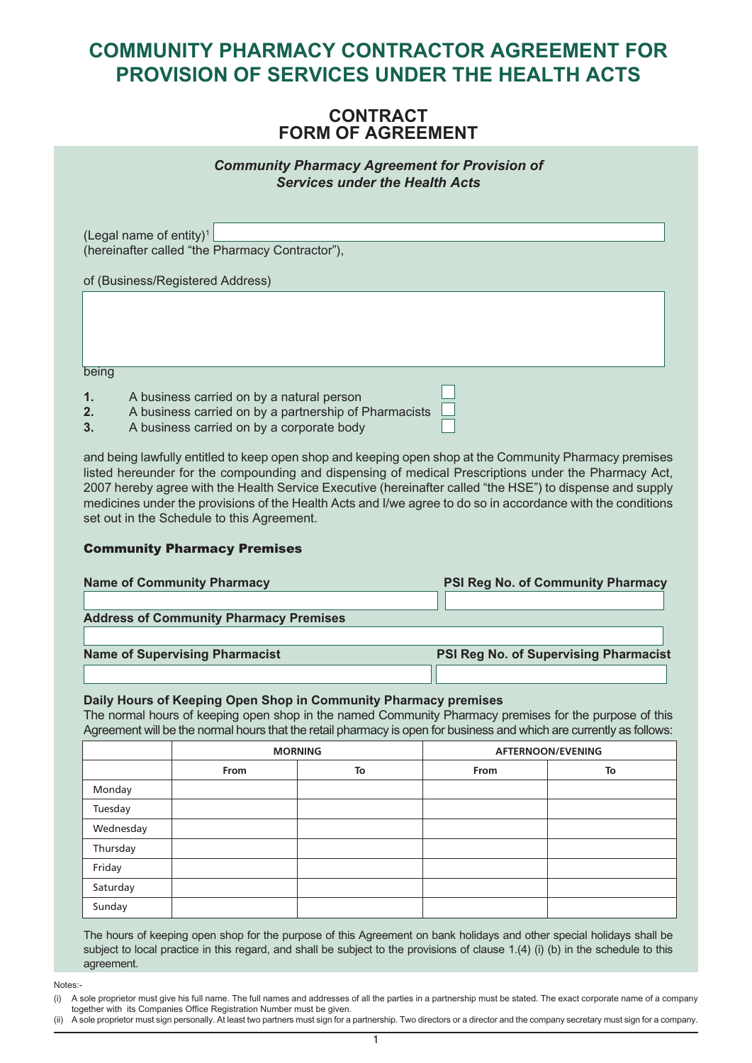# COMMUNITY PHARMACY CONTRACTOR AGREEMENT FOR PROVISION OF SERVICES UNDER THE HEALTH ACTS

## CONTRACT
## FORM OF AGREEMENT

*Community Pharmacy Agreement for Provision of Services under the Health Acts*

(Legal name of entity)[1] ____________________
(hereinafter called "the Pharmacy Contractor"),

of (Business/Registered Address)

____________________

being

1. A business carried on by a natural person ☐
2. A business carried on by a partnership of Pharmacists ☐
3. A business carried on by a corporate body ☐

and being lawfully entitled to keep open shop and keeping open shop at the Community Pharmacy premises listed hereunder for the compounding and dispensing of medical Prescriptions under the Pharmacy Act, 2007 hereby agree with the Health Service Executive (hereinafter called "the HSE") to dispense and supply medicines under the provisions of the Health Acts and I/we agree to do so in accordance with the conditions set out in the Schedule to this Agreement.

### Community Pharmacy Premises

**Name of Community Pharmacy** ____________________ **PSI Reg No. of Community Pharmacy** ____________________

**Address of Community Pharmacy Premises** ____________________

**Name of Supervising Pharmacist** ____________________ **PSI Reg No. of Supervising Pharmacist** ____________________

**Daily Hours of Keeping Open Shop in Community Pharmacy premises**

The normal hours of keeping open shop in the named Community Pharmacy premises for the purpose of this Agreement will be the normal hours that the retail pharmacy is open for business and which are currently as follows:

| | MORNING | | AFTERNOON/EVENING | |
|---|---|---|---|---|
| | From | To | From | To |
| Monday | | | | |
| Tuesday | | | | |
| Wednesday | | | | |
| Thursday | | | | |
| Friday | | | | |
| Saturday | | | | |
| Sunday | | | | |

The hours of keeping open shop for the purpose of this Agreement on bank holidays and other special holidays shall be subject to local practice in this regard, and shall be subject to the provisions of clause 1.(4) (i) (b) in the schedule to this agreement.

Notes:-

(i) A sole proprietor must give his full name. The full names and addresses of all the parties in a partnership must be stated. The exact corporate name of a company together with its Companies Office Registration Number must be given.

(ii) A sole proprietor must sign personally. At least two partners must sign for a partnership. Two directors or a director and the company secretary must sign for a company.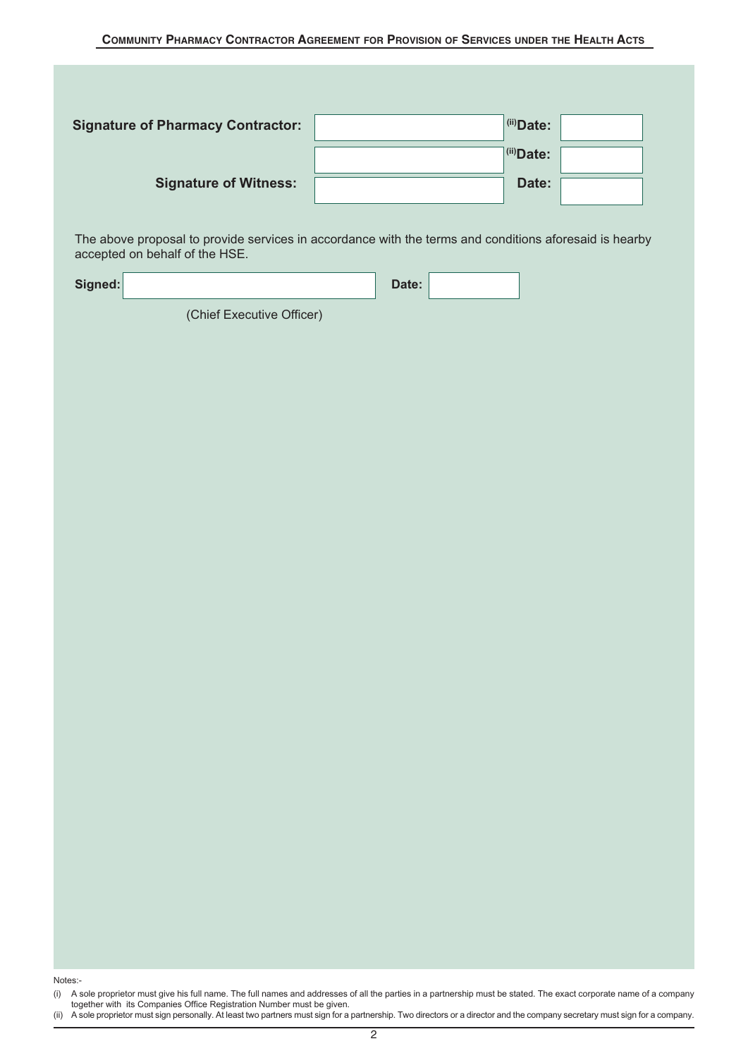| | | | |
|---|---|---|---|
| **Signature of Pharmacy Contractor:** | | **[(ii)] Date:** | |
| | | **[(ii)] Date:** | |
| **Signature of Witness:** | | **Date:** | |

The above proposal to provide services in accordance with the terms and conditions aforesaid is hearby accepted on behalf of the HSE.

| | | | |
|---|---|---|---|
| **Signed:** | | **Date:** | |
| | (Chief Executive Officer) | | |

Notes:-

(i) A sole proprietor must give his full name. The full names and addresses of all the parties in a partnership must be stated. The exact corporate name of a company together with its Companies Office Registration Number must be given.

(ii) A sole proprietor must sign personally. At least two partners must sign for a partnership. Two directors or a director and the company secretary must sign for a company.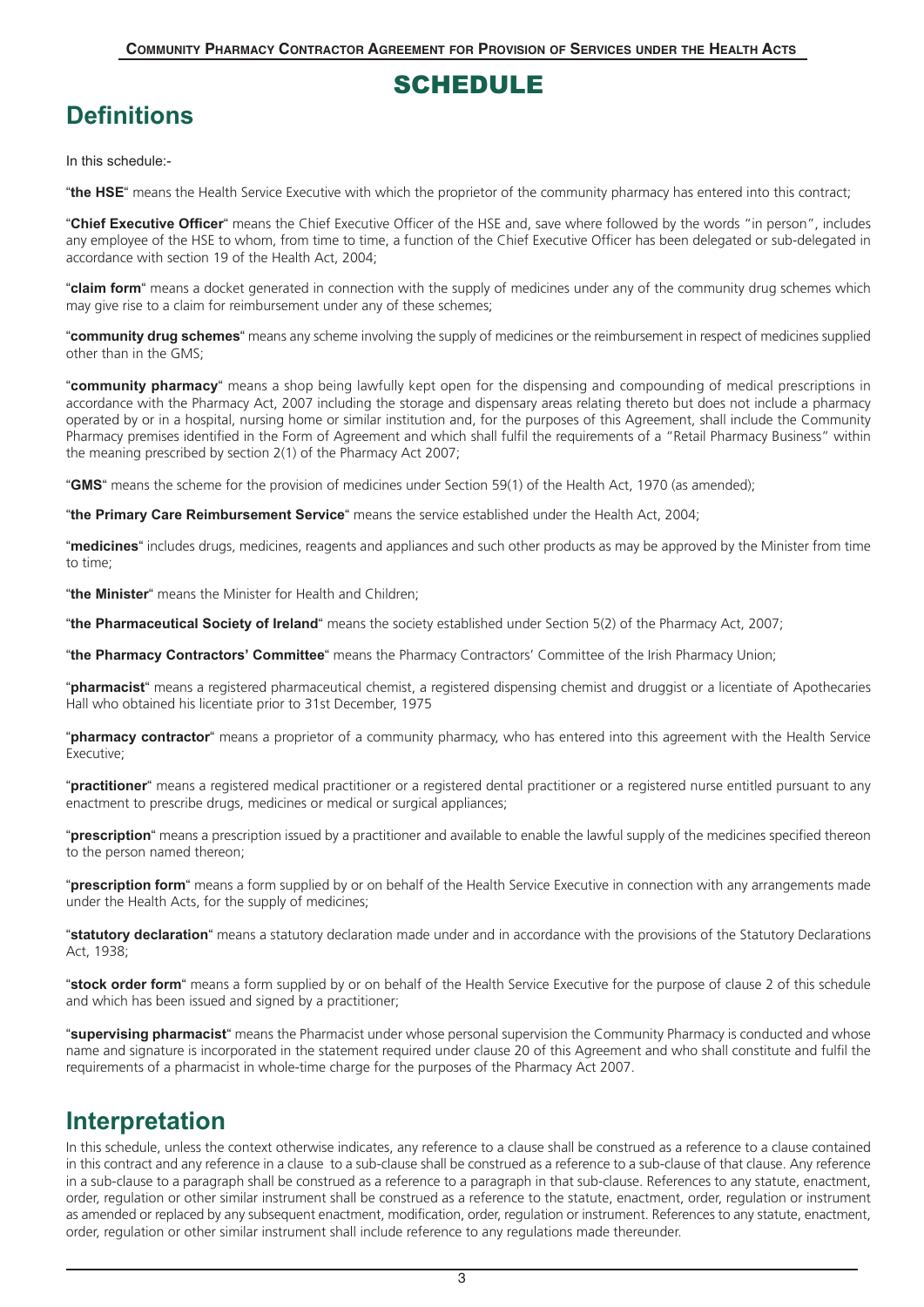# SCHEDULE

## Definitions

In this schedule:-

"**the HSE**" means the Health Service Executive with which the proprietor of the community pharmacy has entered into this contract;

"**Chief Executive Officer**" means the Chief Executive Officer of the HSE and, save where followed by the words "in person", includes any employee of the HSE to whom, from time to time, a function of the Chief Executive Officer has been delegated or sub-delegated in accordance with section 19 of the Health Act, 2004;

"**claim form**" means a docket generated in connection with the supply of medicines under any of the community drug schemes which may give rise to a claim for reimbursement under any of these schemes;

"**community drug schemes**" means any scheme involving the supply of medicines or the reimbursement in respect of medicines supplied other than in the GMS;

"**community pharmacy**" means a shop being lawfully kept open for the dispensing and compounding of medical prescriptions in accordance with the Pharmacy Act, 2007 including the storage and dispensary areas relating thereto but does not include a pharmacy operated by or in a hospital, nursing home or similar institution and, for the purposes of this Agreement, shall include the Community Pharmacy premises identified in the Form of Agreement and which shall fulfil the requirements of a "Retail Pharmacy Business" within the meaning prescribed by section 2(1) of the Pharmacy Act 2007;

"**GMS**" means the scheme for the provision of medicines under Section 59(1) of the Health Act, 1970 (as amended);

"**the Primary Care Reimbursement Service**" means the service established under the Health Act, 2004;

"**medicines**" includes drugs, medicines, reagents and appliances and such other products as may be approved by the Minister from time to time;

"**the Minister**" means the Minister for Health and Children;

"**the Pharmaceutical Society of Ireland**" means the society established under Section 5(2) of the Pharmacy Act, 2007;

"**the Pharmacy Contractors' Committee**" means the Pharmacy Contractors' Committee of the Irish Pharmacy Union;

"**pharmacist**" means a registered pharmaceutical chemist, a registered dispensing chemist and druggist or a licentiate of Apothecaries Hall who obtained his licentiate prior to 31st December, 1975

"**pharmacy contractor**" means a proprietor of a community pharmacy, who has entered into this agreement with the Health Service Executive;

"**practitioner**" means a registered medical practitioner or a registered dental practitioner or a registered nurse entitled pursuant to any enactment to prescribe drugs, medicines or medical or surgical appliances;

"**prescription**" means a prescription issued by a practitioner and available to enable the lawful supply of the medicines specified thereon to the person named thereon;

"**prescription form**" means a form supplied by or on behalf of the Health Service Executive in connection with any arrangements made under the Health Acts, for the supply of medicines;

"**statutory declaration**" means a statutory declaration made under and in accordance with the provisions of the Statutory Declarations Act, 1938;

"**stock order form**" means a form supplied by or on behalf of the Health Service Executive for the purpose of clause 2 of this schedule and which has been issued and signed by a practitioner;

"**supervising pharmacist**" means the Pharmacist under whose personal supervision the Community Pharmacy is conducted and whose name and signature is incorporated in the statement required under clause 20 of this Agreement and who shall constitute and fulfil the requirements of a pharmacist in whole-time charge for the purposes of the Pharmacy Act 2007.

## Interpretation

In this schedule, unless the context otherwise indicates, any reference to a clause shall be construed as a reference to a clause contained in this contract and any reference in a clause to a sub-clause shall be construed as a reference to a sub-clause of that clause. Any reference in a sub-clause to a paragraph shall be construed as a reference to a paragraph in that sub-clause. References to any statute, enactment, order, regulation or other similar instrument shall be construed as a reference to the statute, enactment, order, regulation or instrument as amended or replaced by any subsequent enactment, modification, order, regulation or instrument. References to any statute, enactment, order, regulation or other similar instrument shall include reference to any regulations made thereunder.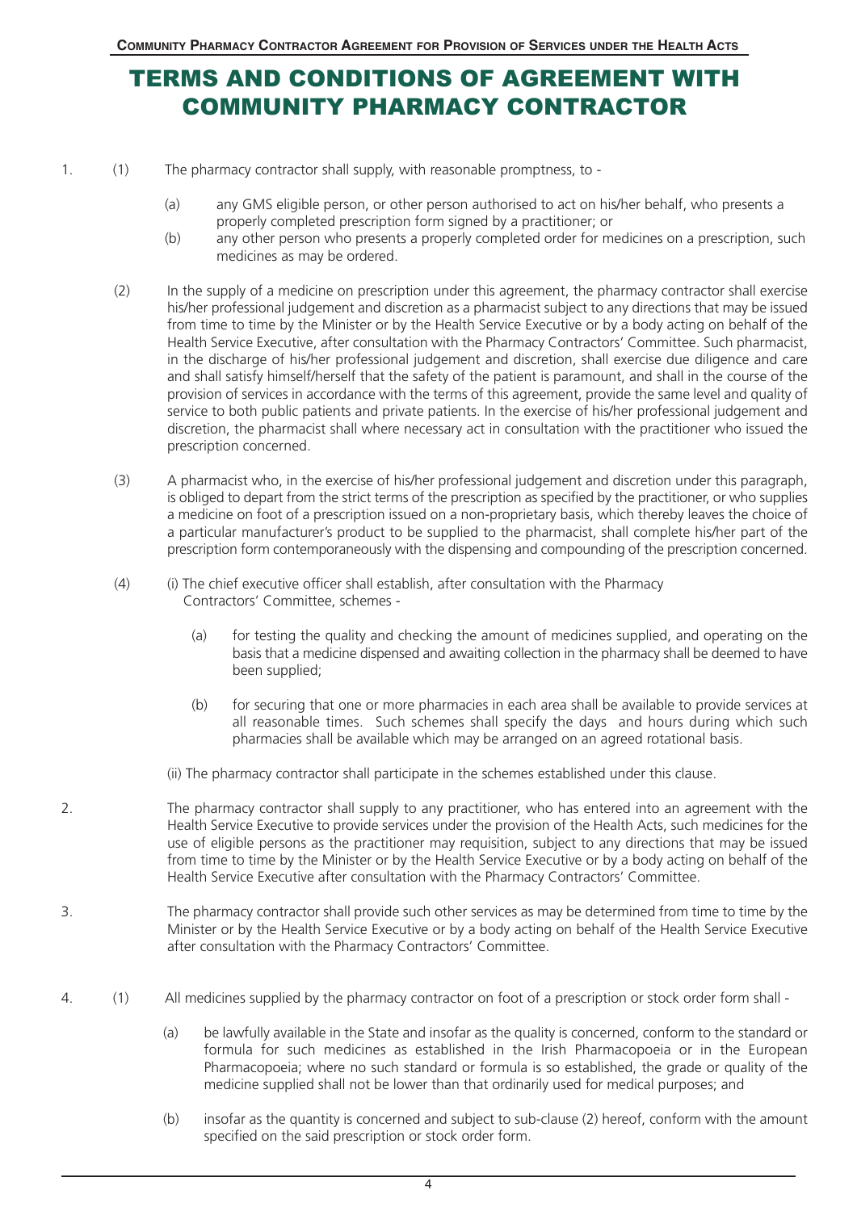# TERMS AND CONDITIONS OF AGREEMENT WITH COMMUNITY PHARMACY CONTRACTOR

1. (1) The pharmacy contractor shall supply, with reasonable promptness, to -

    (a) any GMS eligible person, or other person authorised to act on his/her behalf, who presents a properly completed prescription form signed by a practitioner; or

    (b) any other person who presents a properly completed order for medicines on a prescription, such medicines as may be ordered.

    (2) In the supply of a medicine on prescription under this agreement, the pharmacy contractor shall exercise his/her professional judgement and discretion as a pharmacist subject to any directions that may be issued from time to time by the Minister or by the Health Service Executive or by a body acting on behalf of the Health Service Executive, after consultation with the Pharmacy Contractors' Committee. Such pharmacist, in the discharge of his/her professional judgement and discretion, shall exercise due diligence and care and shall satisfy himself/herself that the safety of the patient is paramount, and shall in the course of the provision of services in accordance with the terms of this agreement, provide the same level and quality of service to both public patients and private patients. In the exercise of his/her professional judgement and discretion, the pharmacist shall where necessary act in consultation with the practitioner who issued the prescription concerned.

    (3) A pharmacist who, in the exercise of his/her professional judgement and discretion under this paragraph, is obliged to depart from the strict terms of the prescription as specified by the practitioner, or who supplies a medicine on foot of a prescription issued on a non-proprietary basis, which thereby leaves the choice of a particular manufacturer's product to be supplied to the pharmacist, shall complete his/her part of the prescription form contemporaneously with the dispensing and compounding of the prescription concerned.

    (4) (i) The chief executive officer shall establish, after consultation with the Pharmacy Contractors' Committee, schemes -

    (a) for testing the quality and checking the amount of medicines supplied, and operating on the basis that a medicine dispensed and awaiting collection in the pharmacy shall be deemed to have been supplied;

    (b) for securing that one or more pharmacies in each area shall be available to provide services at all reasonable times. Such schemes shall specify the days and hours during which such pharmacies shall be available which may be arranged on an agreed rotational basis.

    (ii) The pharmacy contractor shall participate in the schemes established under this clause.

2. The pharmacy contractor shall supply to any practitioner, who has entered into an agreement with the Health Service Executive to provide services under the provision of the Health Acts, such medicines for the use of eligible persons as the practitioner may requisition, subject to any directions that may be issued from time to time by the Minister or by the Health Service Executive or by a body acting on behalf of the Health Service Executive after consultation with the Pharmacy Contractors' Committee.

3. The pharmacy contractor shall provide such other services as may be determined from time to time by the Minister or by the Health Service Executive or by a body acting on behalf of the Health Service Executive after consultation with the Pharmacy Contractors' Committee.

4. (1) All medicines supplied by the pharmacy contractor on foot of a prescription or stock order form shall -

    (a) be lawfully available in the State and insofar as the quality is concerned, conform to the standard or formula for such medicines as established in the Irish Pharmacopoeia or in the European Pharmacopoeia; where no such standard or formula is so established, the grade or quality of the medicine supplied shall not be lower than that ordinarily used for medical purposes; and

    (b) insofar as the quantity is concerned and subject to sub-clause (2) hereof, conform with the amount specified on the said prescription or stock order form.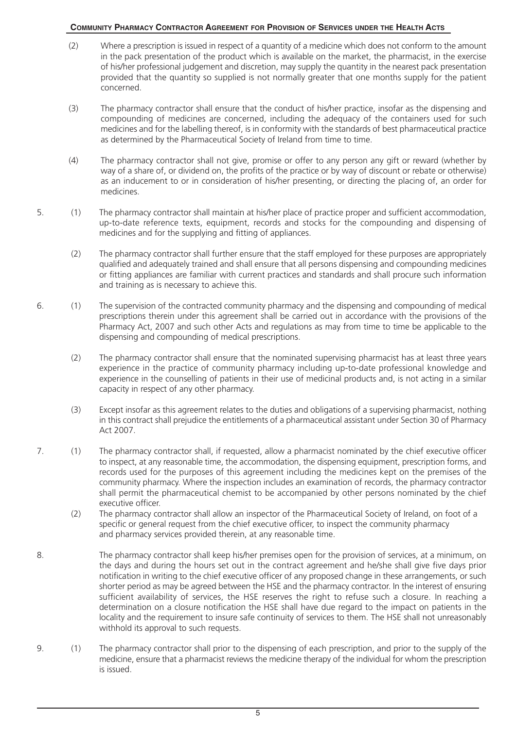(2) Where a prescription is issued in respect of a quantity of a medicine which does not conform to the amount in the pack presentation of the product which is available on the market, the pharmacist, in the exercise of his/her professional judgement and discretion, may supply the quantity in the nearest pack presentation provided that the quantity so supplied is not normally greater that one months supply for the patient concerned.

(3) The pharmacy contractor shall ensure that the conduct of his/her practice, insofar as the dispensing and compounding of medicines are concerned, including the adequacy of the containers used for such medicines and for the labelling thereof, is in conformity with the standards of best pharmaceutical practice as determined by the Pharmaceutical Society of Ireland from time to time.

(4) The pharmacy contractor shall not give, promise or offer to any person any gift or reward (whether by way of a share of, or dividend on, the profits of the practice or by way of discount or rebate or otherwise) as an inducement to or in consideration of his/her presenting, or directing the placing of, an order for medicines.

5. (1) The pharmacy contractor shall maintain at his/her place of practice proper and sufficient accommodation, up-to-date reference texts, equipment, records and stocks for the compounding and dispensing of medicines and for the supplying and fitting of appliances.

(2) The pharmacy contractor shall further ensure that the staff employed for these purposes are appropriately qualified and adequately trained and shall ensure that all persons dispensing and compounding medicines or fitting appliances are familiar with current practices and standards and shall procure such information and training as is necessary to achieve this.

6. (1) The supervision of the contracted community pharmacy and the dispensing and compounding of medical prescriptions therein under this agreement shall be carried out in accordance with the provisions of the Pharmacy Act, 2007 and such other Acts and regulations as may from time to time be applicable to the dispensing and compounding of medical prescriptions.

(2) The pharmacy contractor shall ensure that the nominated supervising pharmacist has at least three years experience in the practice of community pharmacy including up-to-date professional knowledge and experience in the counselling of patients in their use of medicinal products and, is not acting in a similar capacity in respect of any other pharmacy.

(3) Except insofar as this agreement relates to the duties and obligations of a supervising pharmacist, nothing in this contract shall prejudice the entitlements of a pharmaceutical assistant under Section 30 of Pharmacy Act 2007.

7. (1) The pharmacy contractor shall, if requested, allow a pharmacist nominated by the chief executive officer to inspect, at any reasonable time, the accommodation, the dispensing equipment, prescription forms, and records used for the purposes of this agreement including the medicines kept on the premises of the community pharmacy. Where the inspection includes an examination of records, the pharmacy contractor shall permit the pharmaceutical chemist to be accompanied by other persons nominated by the chief executive officer.

(2) The pharmacy contractor shall allow an inspector of the Pharmaceutical Society of Ireland, on foot of a specific or general request from the chief executive officer, to inspect the community pharmacy and pharmacy services provided therein, at any reasonable time.

8. The pharmacy contractor shall keep his/her premises open for the provision of services, at a minimum, on the days and during the hours set out in the contract agreement and he/she shall give five days prior notification in writing to the chief executive officer of any proposed change in these arrangements, or such shorter period as may be agreed between the HSE and the pharmacy contractor. In the interest of ensuring sufficient availability of services, the HSE reserves the right to refuse such a closure. In reaching a determination on a closure notification the HSE shall have due regard to the impact on patients in the locality and the requirement to insure safe continuity of services to them. The HSE shall not unreasonably withhold its approval to such requests.

9. (1) The pharmacy contractor shall prior to the dispensing of each prescription, and prior to the supply of the medicine, ensure that a pharmacist reviews the medicine therapy of the individual for whom the prescription is issued.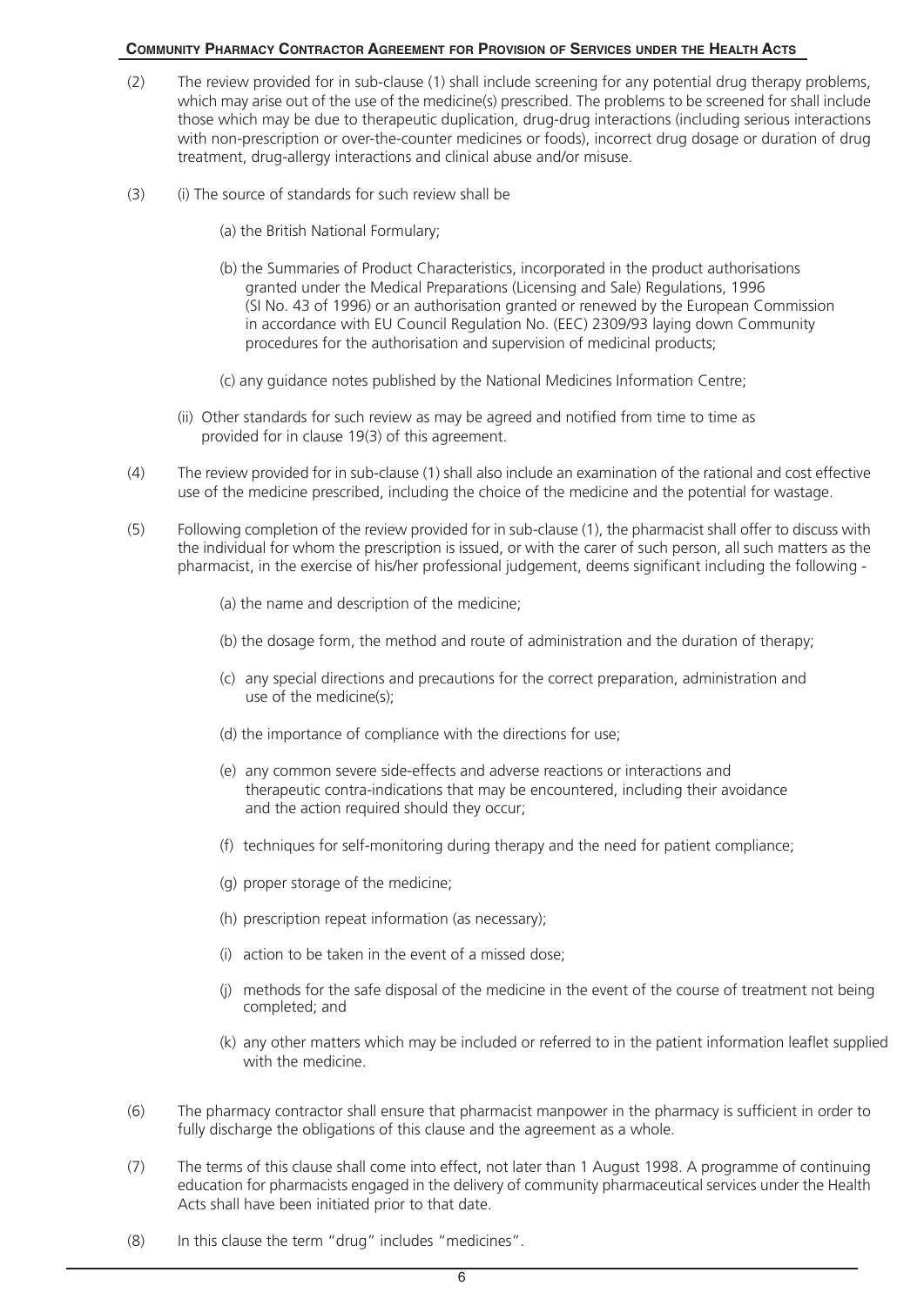(2) The review provided for in sub-clause (1) shall include screening for any potential drug therapy problems, which may arise out of the use of the medicine(s) prescribed. The problems to be screened for shall include those which may be due to therapeutic duplication, drug-drug interactions (including serious interactions with non-prescription or over-the-counter medicines or foods), incorrect drug dosage or duration of drug treatment, drug-allergy interactions and clinical abuse and/or misuse.

(3) (i) The source of standards for such review shall be

(a) the British National Formulary;

(b) the Summaries of Product Characteristics, incorporated in the product authorisations granted under the Medical Preparations (Licensing and Sale) Regulations, 1996 (SI No. 43 of 1996) or an authorisation granted or renewed by the European Commission in accordance with EU Council Regulation No. (EEC) 2309/93 laying down Community procedures for the authorisation and supervision of medicinal products;

(c) any guidance notes published by the National Medicines Information Centre;

(ii) Other standards for such review as may be agreed and notified from time to time as provided for in clause 19(3) of this agreement.

(4) The review provided for in sub-clause (1) shall also include an examination of the rational and cost effective use of the medicine prescribed, including the choice of the medicine and the potential for wastage.

(5) Following completion of the review provided for in sub-clause (1), the pharmacist shall offer to discuss with the individual for whom the prescription is issued, or with the carer of such person, all such matters as the pharmacist, in the exercise of his/her professional judgement, deems significant including the following -

(a) the name and description of the medicine;

(b) the dosage form, the method and route of administration and the duration of therapy;

(c) any special directions and precautions for the correct preparation, administration and use of the medicine(s);

(d) the importance of compliance with the directions for use;

(e) any common severe side-effects and adverse reactions or interactions and therapeutic contra-indications that may be encountered, including their avoidance and the action required should they occur;

(f) techniques for self-monitoring during therapy and the need for patient compliance;

(g) proper storage of the medicine;

(h) prescription repeat information (as necessary);

(i) action to be taken in the event of a missed dose;

(j) methods for the safe disposal of the medicine in the event of the course of treatment not being completed; and

(k) any other matters which may be included or referred to in the patient information leaflet supplied with the medicine.

(6) The pharmacy contractor shall ensure that pharmacist manpower in the pharmacy is sufficient in order to fully discharge the obligations of this clause and the agreement as a whole.

(7) The terms of this clause shall come into effect, not later than 1 August 1998. A programme of continuing education for pharmacists engaged in the delivery of community pharmaceutical services under the Health Acts shall have been initiated prior to that date.

(8) In this clause the term "drug" includes "medicines".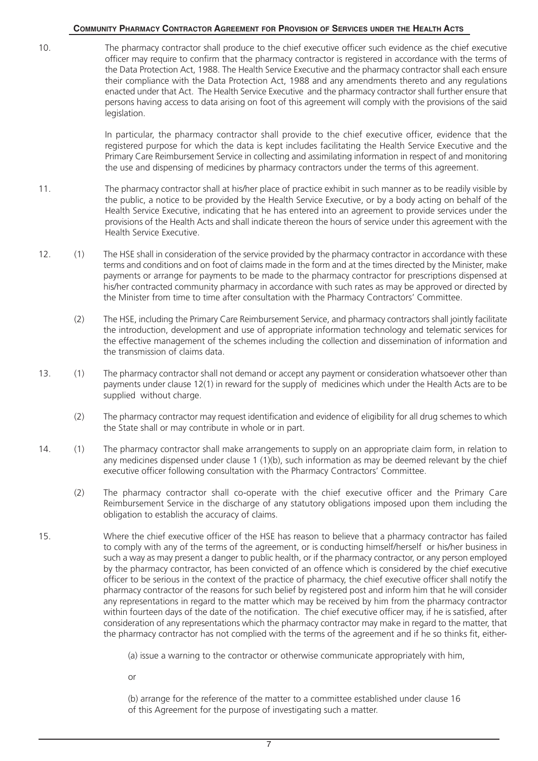10. The pharmacy contractor shall produce to the chief executive officer such evidence as the chief executive officer may require to confirm that the pharmacy contractor is registered in accordance with the terms of the Data Protection Act, 1988. The Health Service Executive and the pharmacy contractor shall each ensure their compliance with the Data Protection Act, 1988 and any amendments thereto and any regulations enacted under that Act. The Health Service Executive and the pharmacy contractor shall further ensure that persons having access to data arising on foot of this agreement will comply with the provisions of the said legislation.

    In particular, the pharmacy contractor shall provide to the chief executive officer, evidence that the registered purpose for which the data is kept includes facilitating the Health Service Executive and the Primary Care Reimbursement Service in collecting and assimilating information in respect of and monitoring the use and dispensing of medicines by pharmacy contractors under the terms of this agreement.

11. The pharmacy contractor shall at his/her place of practice exhibit in such manner as to be readily visible by the public, a notice to be provided by the Health Service Executive, or by a body acting on behalf of the Health Service Executive, indicating that he has entered into an agreement to provide services under the provisions of the Health Acts and shall indicate thereon the hours of service under this agreement with the Health Service Executive.

12. (1) The HSE shall in consideration of the service provided by the pharmacy contractor in accordance with these terms and conditions and on foot of claims made in the form and at the times directed by the Minister, make payments or arrange for payments to be made to the pharmacy contractor for prescriptions dispensed at his/her contracted community pharmacy in accordance with such rates as may be approved or directed by the Minister from time to time after consultation with the Pharmacy Contractors' Committee.

    (2) The HSE, including the Primary Care Reimbursement Service, and pharmacy contractors shall jointly facilitate the introduction, development and use of appropriate information technology and telematic services for the effective management of the schemes including the collection and dissemination of information and the transmission of claims data.

13. (1) The pharmacy contractor shall not demand or accept any payment or consideration whatsoever other than payments under clause 12(1) in reward for the supply of medicines which under the Health Acts are to be supplied without charge.

    (2) The pharmacy contractor may request identification and evidence of eligibility for all drug schemes to which the State shall or may contribute in whole or in part.

14. (1) The pharmacy contractor shall make arrangements to supply on an appropriate claim form, in relation to any medicines dispensed under clause 1 (1)(b), such information as may be deemed relevant by the chief executive officer following consultation with the Pharmacy Contractors' Committee.

    (2) The pharmacy contractor shall co-operate with the chief executive officer and the Primary Care Reimbursement Service in the discharge of any statutory obligations imposed upon them including the obligation to establish the accuracy of claims.

15. Where the chief executive officer of the HSE has reason to believe that a pharmacy contractor has failed to comply with any of the terms of the agreement, or is conducting himself/herself or his/her business in such a way as may present a danger to public health, or if the pharmacy contractor, or any person employed by the pharmacy contractor, has been convicted of an offence which is considered by the chief executive officer to be serious in the context of the practice of pharmacy, the chief executive officer shall notify the pharmacy contractor of the reasons for such belief by registered post and inform him that he will consider any representations in regard to the matter which may be received by him from the pharmacy contractor within fourteen days of the date of the notification. The chief executive officer may, if he is satisfied, after consideration of any representations which the pharmacy contractor may make in regard to the matter, that the pharmacy contractor has not complied with the terms of the agreement and if he so thinks fit, either-

    (a) issue a warning to the contractor or otherwise communicate appropriately with him,

    or

    (b) arrange for the reference of the matter to a committee established under clause 16 of this Agreement for the purpose of investigating such a matter.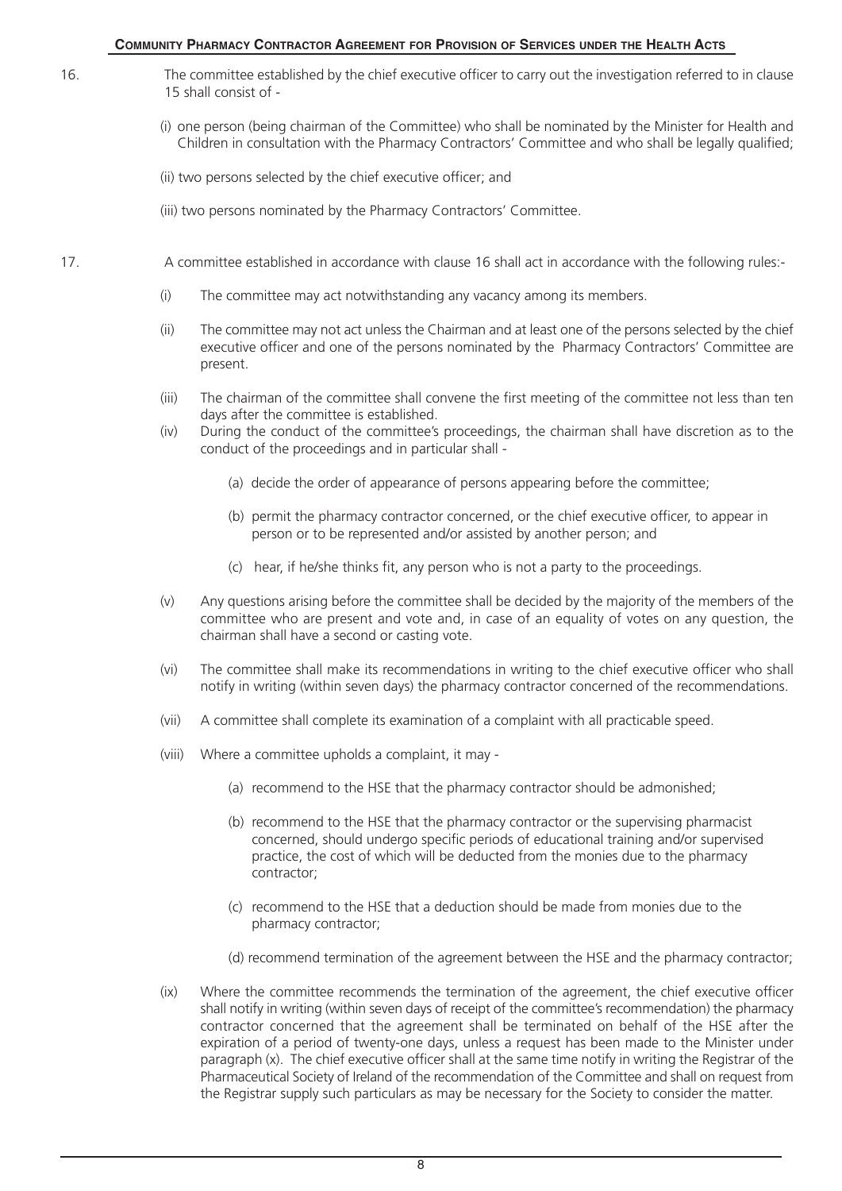16. The committee established by the chief executive officer to carry out the investigation referred to in clause 15 shall consist of -

(i) one person (being chairman of the Committee) who shall be nominated by the Minister for Health and Children in consultation with the Pharmacy Contractors' Committee and who shall be legally qualified;

(ii) two persons selected by the chief executive officer; and

(iii) two persons nominated by the Pharmacy Contractors' Committee.

17. A committee established in accordance with clause 16 shall act in accordance with the following rules:-

(i) The committee may act notwithstanding any vacancy among its members.

(ii) The committee may not act unless the Chairman and at least one of the persons selected by the chief executive officer and one of the persons nominated by the Pharmacy Contractors' Committee are present.

(iii) The chairman of the committee shall convene the first meeting of the committee not less than ten days after the committee is established.

(iv) During the conduct of the committee's proceedings, the chairman shall have discretion as to the conduct of the proceedings and in particular shall -

  (a) decide the order of appearance of persons appearing before the committee;

  (b) permit the pharmacy contractor concerned, or the chief executive officer, to appear in person or to be represented and/or assisted by another person; and

  (c) hear, if he/she thinks fit, any person who is not a party to the proceedings.

(v) Any questions arising before the committee shall be decided by the majority of the members of the committee who are present and vote and, in case of an equality of votes on any question, the chairman shall have a second or casting vote.

(vi) The committee shall make its recommendations in writing to the chief executive officer who shall notify in writing (within seven days) the pharmacy contractor concerned of the recommendations.

(vii) A committee shall complete its examination of a complaint with all practicable speed.

(viii) Where a committee upholds a complaint, it may -

  (a) recommend to the HSE that the pharmacy contractor should be admonished;

  (b) recommend to the HSE that the pharmacy contractor or the supervising pharmacist concerned, should undergo specific periods of educational training and/or supervised practice, the cost of which will be deducted from the monies due to the pharmacy contractor;

  (c) recommend to the HSE that a deduction should be made from monies due to the pharmacy contractor;

  (d) recommend termination of the agreement between the HSE and the pharmacy contractor;

(ix) Where the committee recommends the termination of the agreement, the chief executive officer shall notify in writing (within seven days of receipt of the committee's recommendation) the pharmacy contractor concerned that the agreement shall be terminated on behalf of the HSE after the expiration of a period of twenty-one days, unless a request has been made to the Minister under paragraph (x). The chief executive officer shall at the same time notify in writing the Registrar of the Pharmaceutical Society of Ireland of the recommendation of the Committee and shall on request from the Registrar supply such particulars as may be necessary for the Society to consider the matter.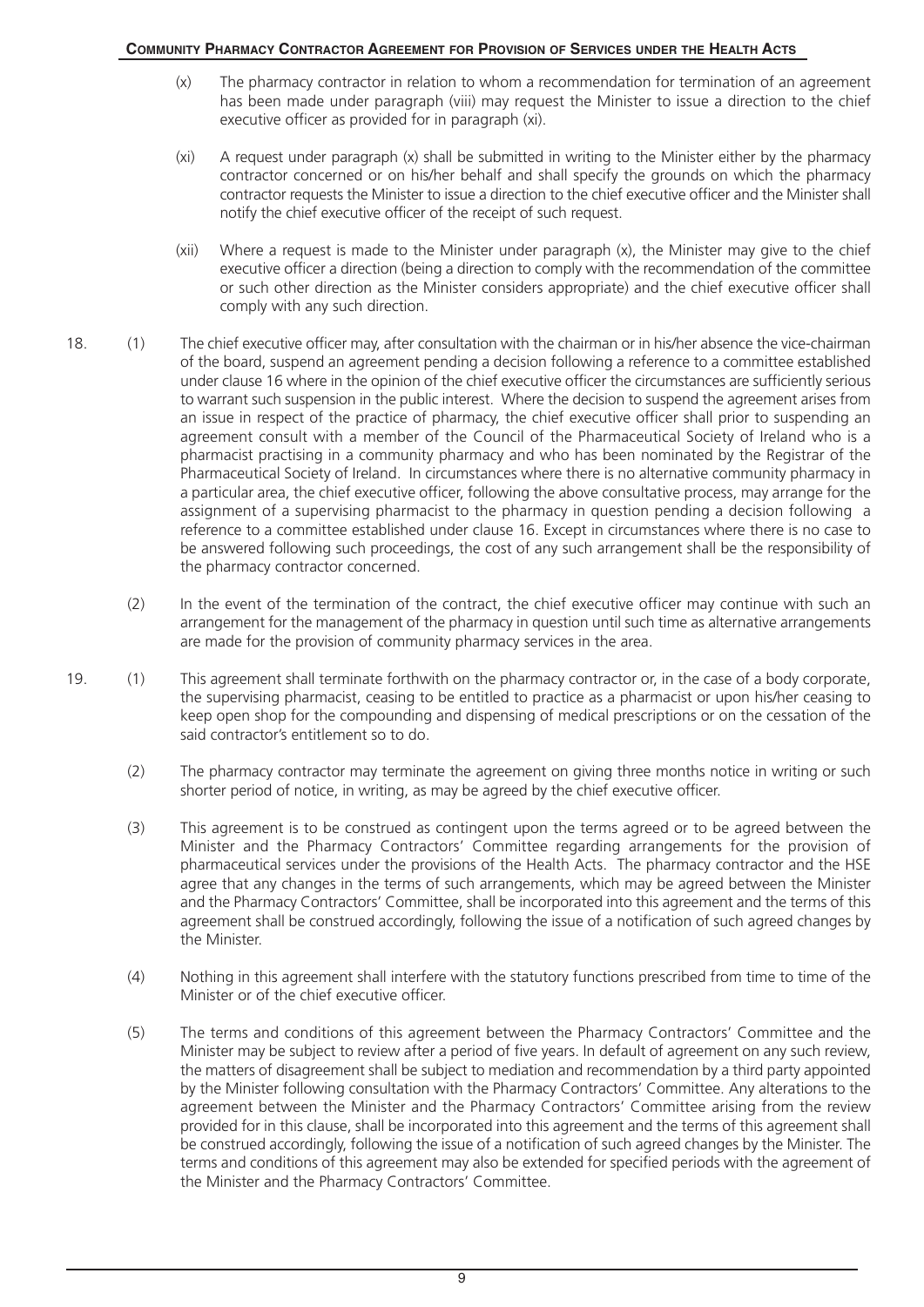(x) The pharmacy contractor in relation to whom a recommendation for termination of an agreement has been made under paragraph (viii) may request the Minister to issue a direction to the chief executive officer as provided for in paragraph (xi).

(xi) A request under paragraph (x) shall be submitted in writing to the Minister either by the pharmacy contractor concerned or on his/her behalf and shall specify the grounds on which the pharmacy contractor requests the Minister to issue a direction to the chief executive officer and the Minister shall notify the chief executive officer of the receipt of such request.

(xii) Where a request is made to the Minister under paragraph (x), the Minister may give to the chief executive officer a direction (being a direction to comply with the recommendation of the committee or such other direction as the Minister considers appropriate) and the chief executive officer shall comply with any such direction.

18. (1) The chief executive officer may, after consultation with the chairman or in his/her absence the vice-chairman of the board, suspend an agreement pending a decision following a reference to a committee established under clause 16 where in the opinion of the chief executive officer the circumstances are sufficiently serious to warrant such suspension in the public interest. Where the decision to suspend the agreement arises from an issue in respect of the practice of pharmacy, the chief executive officer shall prior to suspending an agreement consult with a member of the Council of the Pharmaceutical Society of Ireland who is a pharmacist practising in a community pharmacy and who has been nominated by the Registrar of the Pharmaceutical Society of Ireland. In circumstances where there is no alternative community pharmacy in a particular area, the chief executive officer, following the above consultative process, may arrange for the assignment of a supervising pharmacist to the pharmacy in question pending a decision following a reference to a committee established under clause 16. Except in circumstances where there is no case to be answered following such proceedings, the cost of any such arrangement shall be the responsibility of the pharmacy contractor concerned.

(2) In the event of the termination of the contract, the chief executive officer may continue with such an arrangement for the management of the pharmacy in question until such time as alternative arrangements are made for the provision of community pharmacy services in the area.

19. (1) This agreement shall terminate forthwith on the pharmacy contractor or, in the case of a body corporate, the supervising pharmacist, ceasing to be entitled to practice as a pharmacist or upon his/her ceasing to keep open shop for the compounding and dispensing of medical prescriptions or on the cessation of the said contractor's entitlement so to do.

(2) The pharmacy contractor may terminate the agreement on giving three months notice in writing or such shorter period of notice, in writing, as may be agreed by the chief executive officer.

(3) This agreement is to be construed as contingent upon the terms agreed or to be agreed between the Minister and the Pharmacy Contractors' Committee regarding arrangements for the provision of pharmaceutical services under the provisions of the Health Acts. The pharmacy contractor and the HSE agree that any changes in the terms of such arrangements, which may be agreed between the Minister and the Pharmacy Contractors' Committee, shall be incorporated into this agreement and the terms of this agreement shall be construed accordingly, following the issue of a notification of such agreed changes by the Minister.

(4) Nothing in this agreement shall interfere with the statutory functions prescribed from time to time of the Minister or of the chief executive officer.

(5) The terms and conditions of this agreement between the Pharmacy Contractors' Committee and the Minister may be subject to review after a period of five years. In default of agreement on any such review, the matters of disagreement shall be subject to mediation and recommendation by a third party appointed by the Minister following consultation with the Pharmacy Contractors' Committee. Any alterations to the agreement between the Minister and the Pharmacy Contractors' Committee arising from the review provided for in this clause, shall be incorporated into this agreement and the terms of this agreement shall be construed accordingly, following the issue of a notification of such agreed changes by the Minister. The terms and conditions of this agreement may also be extended for specified periods with the agreement of the Minister and the Pharmacy Contractors' Committee.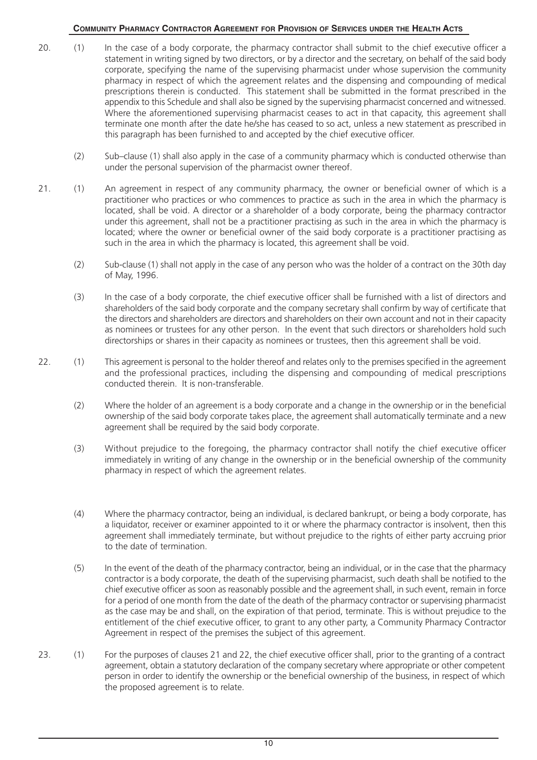20. (1) In the case of a body corporate, the pharmacy contractor shall submit to the chief executive officer a statement in writing signed by two directors, or by a director and the secretary, on behalf of the said body corporate, specifying the name of the supervising pharmacist under whose supervision the community pharmacy in respect of which the agreement relates and the dispensing and compounding of medical prescriptions therein is conducted. This statement shall be submitted in the format prescribed in the appendix to this Schedule and shall also be signed by the supervising pharmacist concerned and witnessed. Where the aforementioned supervising pharmacist ceases to act in that capacity, this agreement shall terminate one month after the date he/she has ceased to so act, unless a new statement as prescribed in this paragraph has been furnished to and accepted by the chief executive officer.

    (2) Sub–clause (1) shall also apply in the case of a community pharmacy which is conducted otherwise than under the personal supervision of the pharmacist owner thereof.

21. (1) An agreement in respect of any community pharmacy, the owner or beneficial owner of which is a practitioner who practices or who commences to practice as such in the area in which the pharmacy is located, shall be void. A director or a shareholder of a body corporate, being the pharmacy contractor under this agreement, shall not be a practitioner practising as such in the area in which the pharmacy is located; where the owner or beneficial owner of the said body corporate is a practitioner practising as such in the area in which the pharmacy is located, this agreement shall be void.

    (2) Sub-clause (1) shall not apply in the case of any person who was the holder of a contract on the 30th day of May, 1996.

    (3) In the case of a body corporate, the chief executive officer shall be furnished with a list of directors and shareholders of the said body corporate and the company secretary shall confirm by way of certificate that the directors and shareholders are directors and shareholders on their own account and not in their capacity as nominees or trustees for any other person. In the event that such directors or shareholders hold such directorships or shares in their capacity as nominees or trustees, then this agreement shall be void.

22. (1) This agreement is personal to the holder thereof and relates only to the premises specified in the agreement and the professional practices, including the dispensing and compounding of medical prescriptions conducted therein. It is non-transferable.

    (2) Where the holder of an agreement is a body corporate and a change in the ownership or in the beneficial ownership of the said body corporate takes place, the agreement shall automatically terminate and a new agreement shall be required by the said body corporate.

    (3) Without prejudice to the foregoing, the pharmacy contractor shall notify the chief executive officer immediately in writing of any change in the ownership or in the beneficial ownership of the community pharmacy in respect of which the agreement relates.

    (4) Where the pharmacy contractor, being an individual, is declared bankrupt, or being a body corporate, has a liquidator, receiver or examiner appointed to it or where the pharmacy contractor is insolvent, then this agreement shall immediately terminate, but without prejudice to the rights of either party accruing prior to the date of termination.

    (5) In the event of the death of the pharmacy contractor, being an individual, or in the case that the pharmacy contractor is a body corporate, the death of the supervising pharmacist, such death shall be notified to the chief executive officer as soon as reasonably possible and the agreement shall, in such event, remain in force for a period of one month from the date of the death of the pharmacy contractor or supervising pharmacist as the case may be and shall, on the expiration of that period, terminate. This is without prejudice to the entitlement of the chief executive officer, to grant to any other party, a Community Pharmacy Contractor Agreement in respect of the premises the subject of this agreement.

23. (1) For the purposes of clauses 21 and 22, the chief executive officer shall, prior to the granting of a contract agreement, obtain a statutory declaration of the company secretary where appropriate or other competent person in order to identify the ownership or the beneficial ownership of the business, in respect of which the proposed agreement is to relate.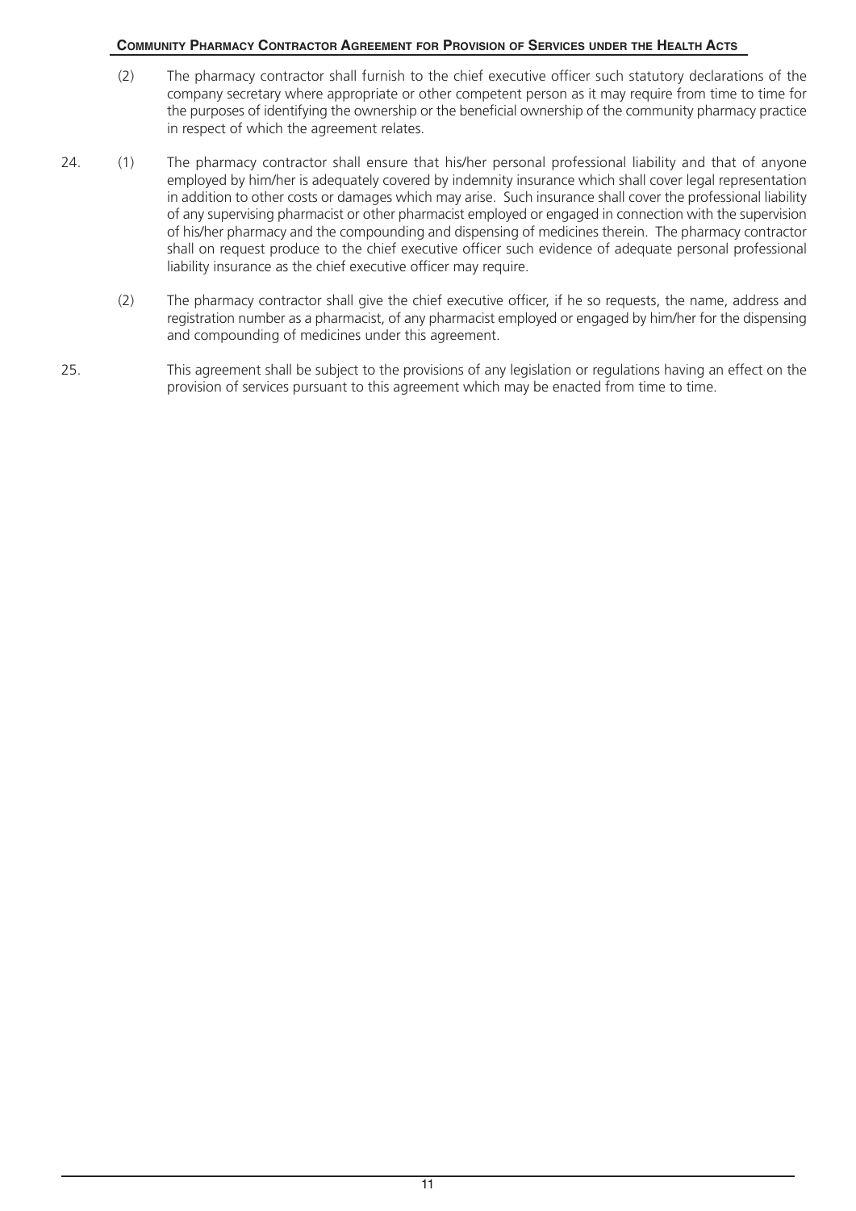(2) The pharmacy contractor shall furnish to the chief executive officer such statutory declarations of the company secretary where appropriate or other competent person as it may require from time to time for the purposes of identifying the ownership or the beneficial ownership of the community pharmacy practice in respect of which the agreement relates.

24. (1) The pharmacy contractor shall ensure that his/her personal professional liability and that of anyone employed by him/her is adequately covered by indemnity insurance which shall cover legal representation in addition to other costs or damages which may arise. Such insurance shall cover the professional liability of any supervising pharmacist or other pharmacist employed or engaged in connection with the supervision of his/her pharmacy and the compounding and dispensing of medicines therein. The pharmacy contractor shall on request produce to the chief executive officer such evidence of adequate personal professional liability insurance as the chief executive officer may require.

(2) The pharmacy contractor shall give the chief executive officer, if he so requests, the name, address and registration number as a pharmacist, of any pharmacist employed or engaged by him/her for the dispensing and compounding of medicines under this agreement.

25. This agreement shall be subject to the provisions of any legislation or regulations having an effect on the provision of services pursuant to this agreement which may be enacted from time to time.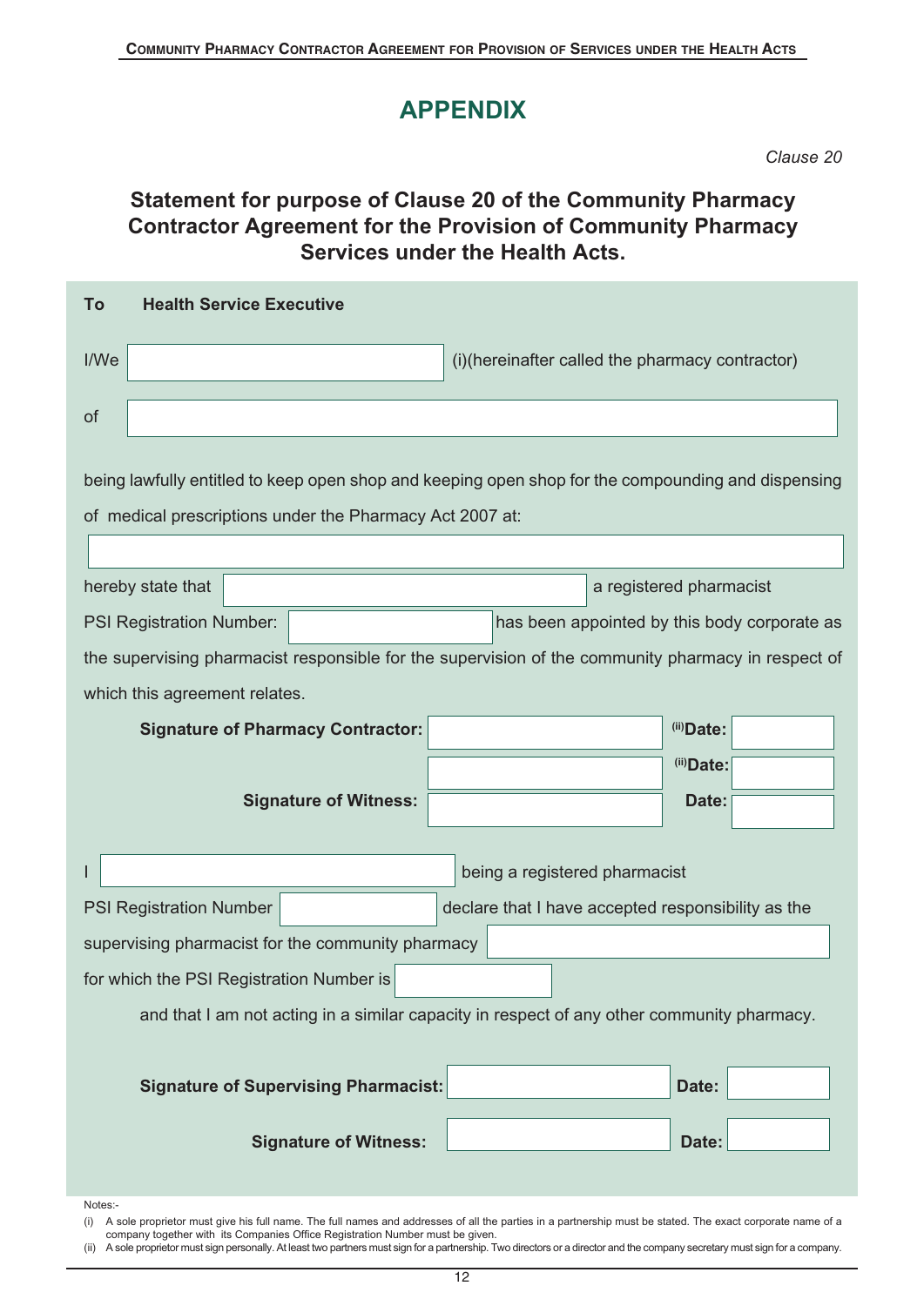# APPENDIX

*Clause 20*

## Statement for purpose of Clause 20 of the Community Pharmacy Contractor Agreement for the Provision of Community Pharmacy Services under the Health Acts.

**To Health Service Executive**

I/We ____________________ (i)(hereinafter called the pharmacy contractor)

of ________________________________________

being lawfully entitled to keep open shop and keeping open shop for the compounding and dispensing of medical prescriptions under the Pharmacy Act 2007 at:

________________________________________

hereby state that ____________________ a registered pharmacist

PSI Registration Number: ____________ has been appointed by this body corporate as the supervising pharmacist responsible for the supervision of the community pharmacy in respect of which this agreement relates.

**Signature of Pharmacy Contractor:** ____________________ [(ii)]**Date:** ________

____________________ [(ii)]**Date:** ________

**Signature of Witness:** ____________________ **Date:** ________

I ____________________ being a registered pharmacist

PSI Registration Number ____________ declare that I have accepted responsibility as the supervising pharmacist for the community pharmacy ____________________

for which the PSI Registration Number is ____________

and that I am not acting in a similar capacity in respect of any other community pharmacy.

**Signature of Supervising Pharmacist:** ____________________ **Date:** ________

**Signature of Witness:** ____________________ **Date:** ________

Notes:-

(i) A sole proprietor must give his full name. The full names and addresses of all the parties in a partnership must be stated. The exact corporate name of a company together with its Companies Office Registration Number must be given.

(ii) A sole proprietor must sign personally. At least two partners must sign for a partnership. Two directors or a director and the company secretary must sign for a company.